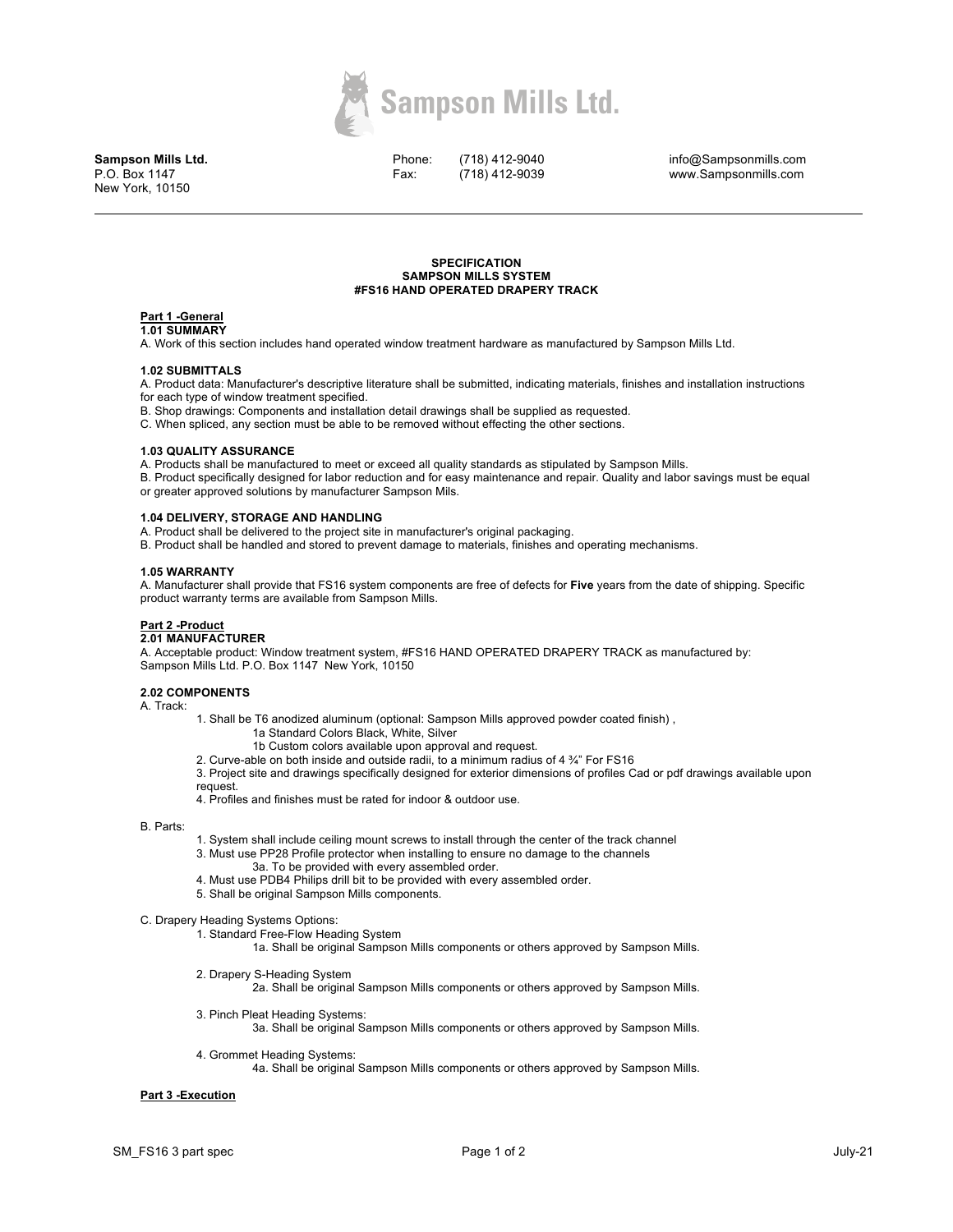**Sampson Mills Ltd.**
P.O. Box 1147
New York, 10150

Phone: (718) 412-9040
Fax: (718) 412-9039

info@Sampsonmills.com
www.Sampsonmills.com

---

**SPECIFICATION**
**SAMPSON MILLS SYSTEM**
**#FS16 HAND OPERATED DRAPERY TRACK**

## Part 1 -General

### 1.01 SUMMARY

A. Work of this section includes hand operated window treatment hardware as manufactured by Sampson Mills Ltd.

### 1.02 SUBMITTALS

A. Product data: Manufacturer's descriptive literature shall be submitted, indicating materials, finishes and installation instructions for each type of window treatment specified.
B. Shop drawings: Components and installation detail drawings shall be supplied as requested.
C. When spliced, any section must be able to be removed without effecting the other sections.

### 1.03 QUALITY ASSURANCE

A. Products shall be manufactured to meet or exceed all quality standards as stipulated by Sampson Mills.
B. Product specifically designed for labor reduction and for easy maintenance and repair. Quality and labor savings must be equal or greater approved solutions by manufacturer Sampson Mils.

### 1.04 DELIVERY, STORAGE AND HANDLING

A. Product shall be delivered to the project site in manufacturer's original packaging.
B. Product shall be handled and stored to prevent damage to materials, finishes and operating mechanisms.

### 1.05 WARRANTY

A. Manufacturer shall provide that FS16 system components are free of defects for **Five** years from the date of shipping. Specific product warranty terms are available from Sampson Mills.

## Part 2 -Product

### 2.01 MANUFACTURER

A. Acceptable product: Window treatment system, #FS16 HAND OPERATED DRAPERY TRACK as manufactured by: Sampson Mills Ltd. P.O. Box 1147 New York, 10150

### 2.02 COMPONENTS

A. Track:

1. Shall be T6 anodized aluminum (optional: Sampson Mills approved powder coated finish) ,
   - 1a Standard Colors Black, White, Silver
   - 1b Custom colors available upon approval and request.
2. Curve-able on both inside and outside radii, to a minimum radius of 4 ¾" For FS16
3. Project site and drawings specifically designed for exterior dimensions of profiles Cad or pdf drawings available upon request.
4. Profiles and finishes must be rated for indoor & outdoor use.

B. Parts:

1. System shall include ceiling mount screws to install through the center of the track channel
3. Must use PP28 Profile protector when installing to ensure no damage to the channels
   - 3a. To be provided with every assembled order.
4. Must use PDB4 Philips drill bit to be provided with every assembled order.
5. Shall be original Sampson Mills components.

C. Drapery Heading Systems Options:

1. Standard Free-Flow Heading System
   - 1a. Shall be original Sampson Mills components or others approved by Sampson Mills.
2. Drapery S-Heading System
   - 2a. Shall be original Sampson Mills components or others approved by Sampson Mills.
3. Pinch Pleat Heading Systems:
   - 3a. Shall be original Sampson Mills components or others approved by Sampson Mills.
4. Grommet Heading Systems:
   - 4a. Shall be original Sampson Mills components or others approved by Sampson Mills.

## Part 3 -Execution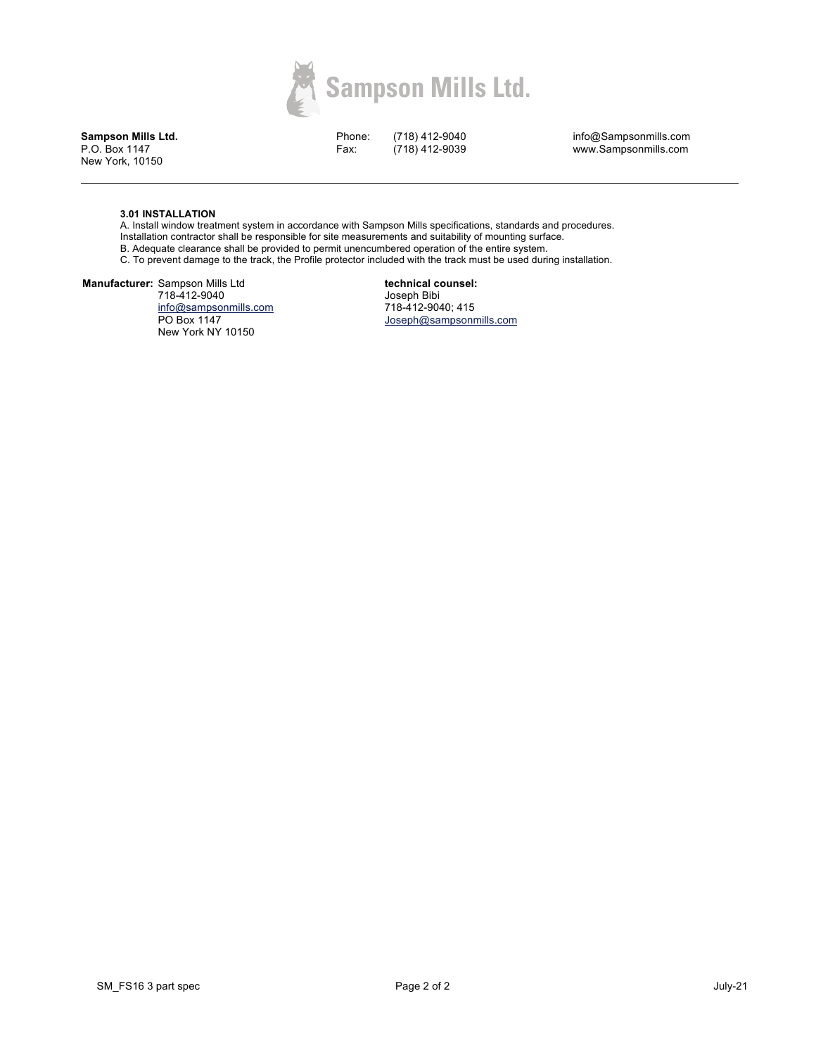**Sampson Mills Ltd.**
P.O. Box 1147
New York, 10150

Phone: (718) 412-9040
Fax: (718) 412-9039

info@Sampsonmills.com
www.Sampsonmills.com

---

**3.01 INSTALLATION**

A. Install window treatment system in accordance with Sampson Mills specifications, standards and procedures. Installation contractor shall be responsible for site measurements and suitability of mounting surface.

B. Adequate clearance shall be provided to permit unencumbered operation of the entire system.

C. To prevent damage to the track, the Profile protector included with the track must be used during installation.

**Manufacturer:** Sampson Mills Ltd
718-412-9040
info@sampsonmills.com
PO Box 1147
New York NY 10150

**technical counsel:**
Joseph Bibi
718-412-9040; 415
Joseph@sampsonmills.com